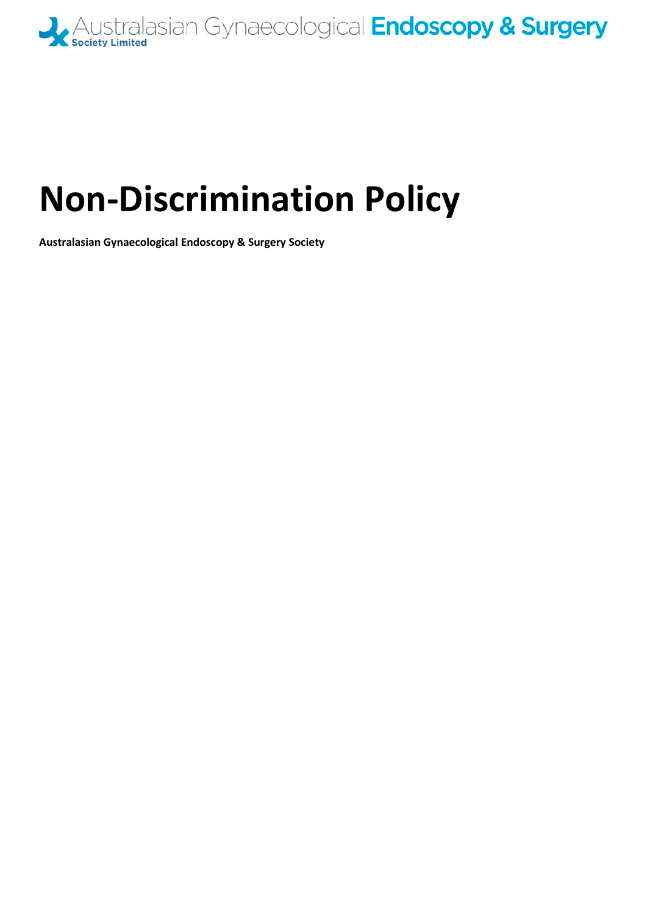Australasian Gynaecological **Endoscopy & Surgery**
Society Limited

# Non-Discrimination Policy

**Australasian Gynaecological Endoscopy & Surgery Society**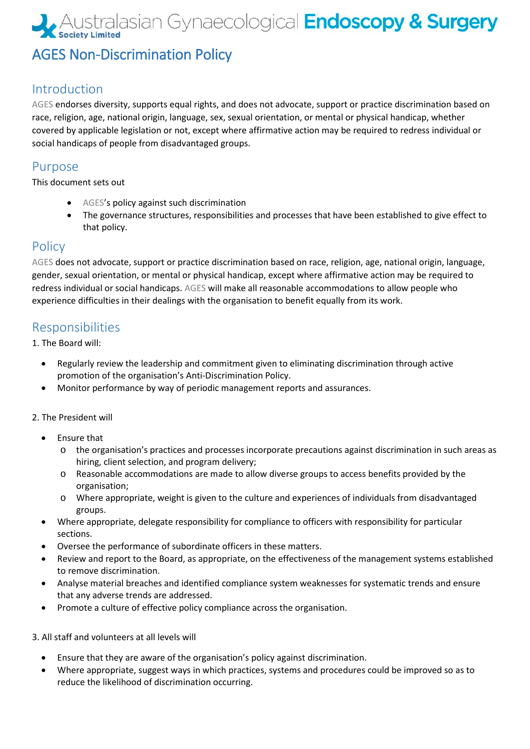# Australasian Gynaecological Endoscopy & Surgery Society Limited

## AGES Non-Discrimination Policy

### Introduction

AGES endorses diversity, supports equal rights, and does not advocate, support or practice discrimination based on race, religion, age, national origin, language, sex, sexual orientation, or mental or physical handicap, whether covered by applicable legislation or not, except where affirmative action may be required to redress individual or social handicaps of people from disadvantaged groups.

### Purpose

This document sets out

- AGES's policy against such discrimination
- The governance structures, responsibilities and processes that have been established to give effect to that policy.

### Policy

AGES does not advocate, support or practice discrimination based on race, religion, age, national origin, language, gender, sexual orientation, or mental or physical handicap, except where affirmative action may be required to redress individual or social handicaps. AGES will make all reasonable accommodations to allow people who experience difficulties in their dealings with the organisation to benefit equally from its work.

### Responsibilities

1. The Board will:

- Regularly review the leadership and commitment given to eliminating discrimination through active promotion of the organisation's Anti-Discrimination Policy.
- Monitor performance by way of periodic management reports and assurances.

2. The President will

- Ensure that
  - the organisation's practices and processes incorporate precautions against discrimination in such areas as hiring, client selection, and program delivery;
  - Reasonable accommodations are made to allow diverse groups to access benefits provided by the organisation;
  - Where appropriate, weight is given to the culture and experiences of individuals from disadvantaged groups.
- Where appropriate, delegate responsibility for compliance to officers with responsibility for particular sections.
- Oversee the performance of subordinate officers in these matters.
- Review and report to the Board, as appropriate, on the effectiveness of the management systems established to remove discrimination.
- Analyse material breaches and identified compliance system weaknesses for systematic trends and ensure that any adverse trends are addressed.
- Promote a culture of effective policy compliance across the organisation.

3. All staff and volunteers at all levels will

- Ensure that they are aware of the organisation's policy against discrimination.
- Where appropriate, suggest ways in which practices, systems and procedures could be improved so as to reduce the likelihood of discrimination occurring.